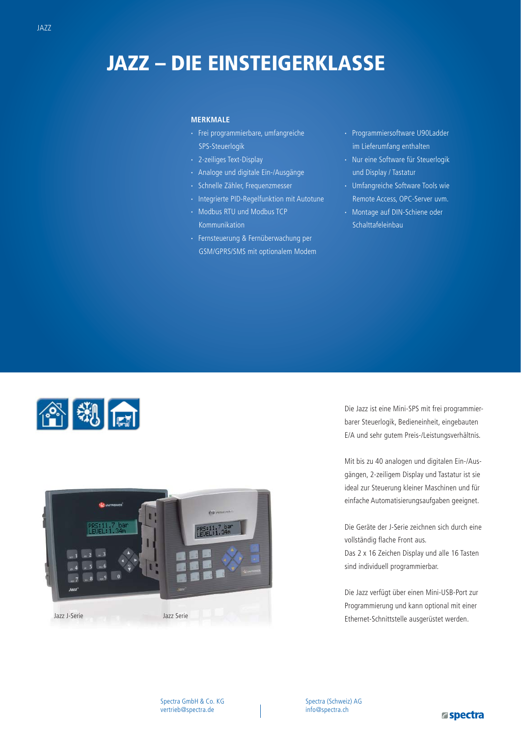# JAZZ – DIE EINSTEIGERKLASSE

## MERKMALE

- Frei programmierbare, umfangreiche SPS-Steuerlogik
- 2-zeiliges Text-Display
- Analoge und digitale Ein-/Ausgänge
- Schnelle Zähler, Frequenzmesser
- Integrierte PID-Regelfunktion mit Autotune
- Modbus RTU und Modbus TCP Kommunikation
- Fernsteuerung & Fernüberwachung per GSM/GPRS/SMS mit optionalem Modem
- Programmiersoftware U90Ladder im Lieferumfang enthalten
- Nur eine Software für Steuerlogik und Display / Tastatur
- Umfangreiche Software Tools wie Remote Access, OPC-Server uvm.
- Montage auf DIN-Schiene oder Schalttafeleinbau

Jazz J-Serie

Jazz Serie

Die Jazz ist eine Mini-SPS mit frei programmierbarer Steuerlogik, Bedieneinheit, eingebauten E/A und sehr gutem Preis-/Leistungsverhältnis.

Mit bis zu 40 analogen und digitalen Ein-/Ausgängen, 2-zeiligem Display und Tastatur ist sie ideal zur Steuerung kleiner Maschinen und für einfache Automatisierungsaufgaben geeignet.

Die Geräte der J-Serie zeichnen sich durch eine vollständig flache Front aus.
Das 2 x 16 Zeichen Display und alle 16 Tasten sind individuell programmierbar.

Die Jazz verfügt über einen Mini-USB-Port zur Programmierung und kann optional mit einer Ethernet-Schnittstelle ausgerüstet werden.

Spectra GmbH & Co. KG
vertrieb@spectra.de

Spectra (Schweiz) AG
info@spectra.ch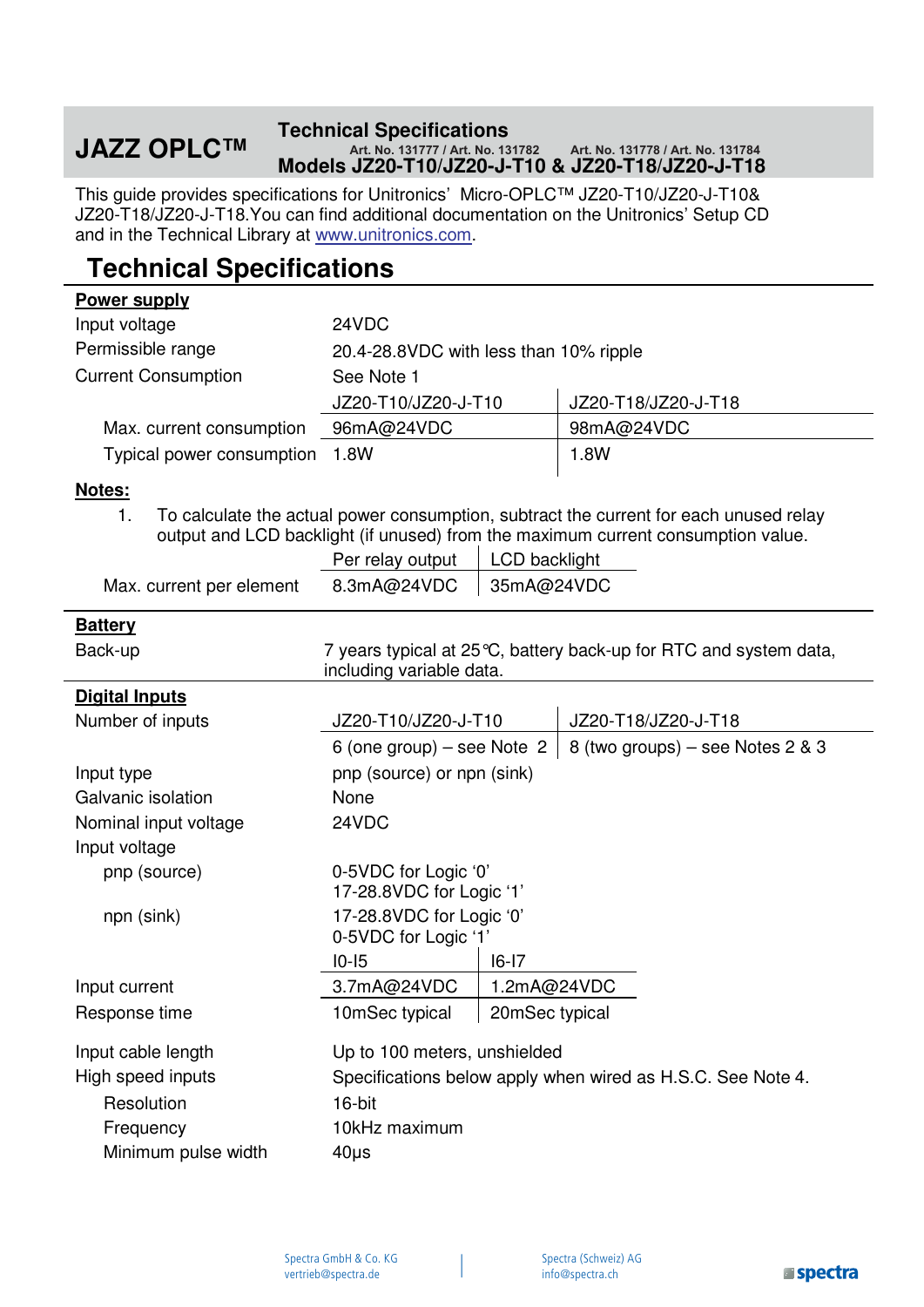# JAZZ OPLC™

## Technical Specifications

Art. No. 131777 / Art. No. 131782    Art. No. 131778 / Art. No. 131784

## Models JZ20-T10/JZ20-J-T10 & JZ20-T18/JZ20-J-T18

This guide provides specifications for Unitronics' Micro-OPLC™ JZ20-T10/JZ20-J-T10& JZ20-T18/JZ20-J-T18.You can find additional documentation on the Unitronics' Setup CD and in the Technical Library at www.unitronics.com.

# Technical Specifications

**Power supply**

| | | |
|---|---|---|
| Input voltage | 24VDC | |
| Permissible range | 20.4-28.8VDC with less than 10% ripple | |
| Current Consumption | See Note 1 | |
| | JZ20-T10/JZ20-J-T10 | JZ20-T18/JZ20-J-T18 |
| Max. current consumption | 96mA@24VDC | 98mA@24VDC |
| Typical power consumption | 1.8W | 1.8W |

**Notes:**

1. To calculate the actual power consumption, subtract the current for each unused relay output and LCD backlight (if unused) from the maximum current consumption value.

| | Per relay output | LCD backlight |
|---|---|---|
| Max. current per element | 8.3mA@24VDC | 35mA@24VDC |

**Battery**

| | |
|---|---|
| Back-up | 7 years typical at 25°C, battery back-up for RTC and system data, including variable data. |

**Digital Inputs**

| | | |
|---|---|---|
| Number of inputs | JZ20-T10/JZ20-J-T10 | JZ20-T18/JZ20-J-T18 |
| | 6 (one group) – see Note 2 | 8 (two groups) – see Notes 2 & 3 |
| Input type | pnp (source) or npn (sink) | |
| Galvanic isolation | None | |
| Nominal input voltage | 24VDC | |
| Input voltage | | |
| pnp (source) | 0-5VDC for Logic '0'<br>17-28.8VDC for Logic '1' | |
| npn (sink) | 17-28.8VDC for Logic '0'<br>0-5VDC for Logic '1' | |
| | I0-I5 | I6-I7 |
| Input current | 3.7mA@24VDC | 1.2mA@24VDC |
| Response time | 10mSec typical | 20mSec typical |
| Input cable length | Up to 100 meters, unshielded | |
| High speed inputs | Specifications below apply when wired as H.S.C. See Note 4. | |
| Resolution | 16-bit | |
| Frequency | 10kHz maximum | |
| Minimum pulse width | 40μs | |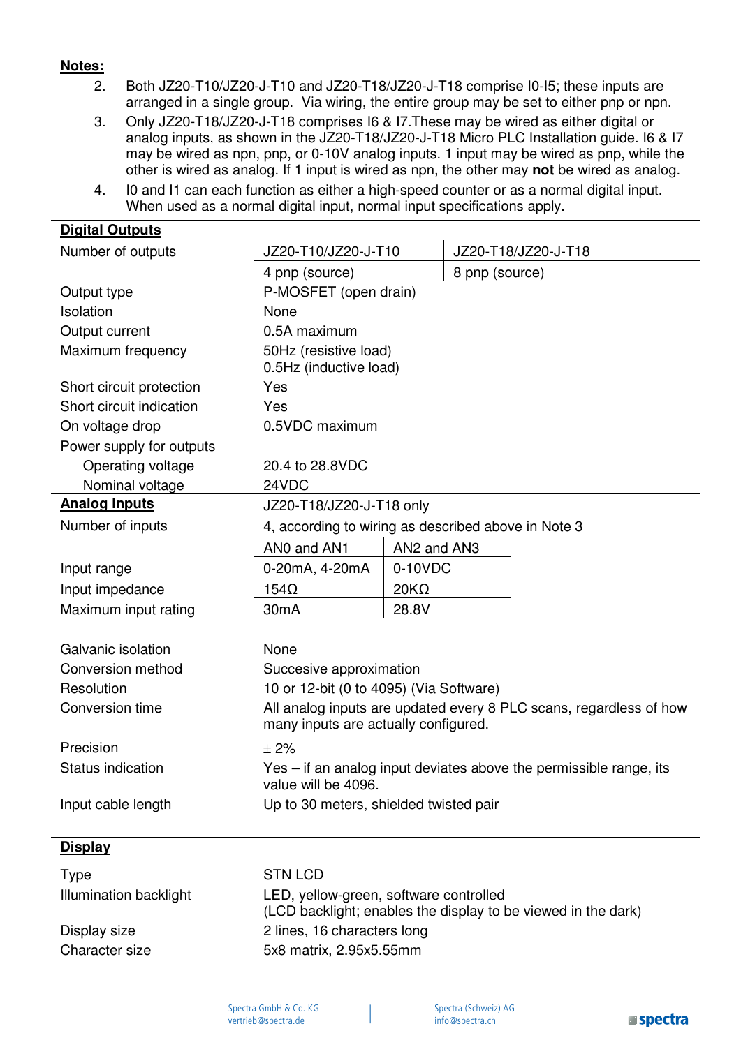**Notes:**

2. Both JZ20-T10/JZ20-J-T10 and JZ20-T18/JZ20-J-T18 comprise I0-I5; these inputs are arranged in a single group. Via wiring, the entire group may be set to either pnp or npn.
3. Only JZ20-T18/JZ20-J-T18 comprises I6 & I7.These may be wired as either digital or analog inputs, as shown in the JZ20-T18/JZ20-J-T18 Micro PLC Installation guide. I6 & I7 may be wired as npn, pnp, or 0-10V analog inputs. 1 input may be wired as pnp, while the other is wired as analog. If 1 input is wired as npn, the other may **not** be wired as analog.
4. I0 and I1 can each function as either a high-speed counter or as a normal digital input. When used as a normal digital input, normal input specifications apply.

## Digital Outputs

| | | |
|---|---|---|
| Number of outputs | JZ20-T10/JZ20-J-T10 | JZ20-T18/JZ20-J-T18 |
| | 4 pnp (source) | 8 pnp (source) |
| Output type | P-MOSFET (open drain) | |
| Isolation | None | |
| Output current | 0.5A maximum | |
| Maximum frequency | 50Hz (resistive load)<br>0.5Hz (inductive load) | |
| Short circuit protection | Yes | |
| Short circuit indication | Yes | |
| On voltage drop | 0.5VDC maximum | |
| Power supply for outputs | | |
| Operating voltage | 20.4 to 28.8VDC | |
| Nominal voltage | 24VDC | |

## Analog Inputs

| | | |
|---|---|---|
| | JZ20-T18/JZ20-J-T18 only | |
| Number of inputs | 4, according to wiring as described above in Note 3 | |
| | AN0 and AN1 | AN2 and AN3 |
| Input range | 0-20mA, 4-20mA | 0-10VDC |
| Input impedance | 154Ω | 20KΩ |
| Maximum input rating | 30mA | 28.8V |
| Galvanic isolation | None | |
| Conversion method | Succesive approximation | |
| Resolution | 10 or 12-bit (0 to 4095) (Via Software) | |
| Conversion time | All analog inputs are updated every 8 PLC scans, regardless of how many inputs are actually configured. | |
| Precision | ± 2% | |
| Status indication | Yes – if an analog input deviates above the permissible range, its value will be 4096. | |
| Input cable length | Up to 30 meters, shielded twisted pair | |

## Display

| | |
|---|---|
| Type | STN LCD |
| Illumination backlight | LED, yellow-green, software controlled<br>(LCD backlight; enables the display to be viewed in the dark) |
| Display size | 2 lines, 16 characters long |
| Character size | 5x8 matrix, 2.95x5.55mm |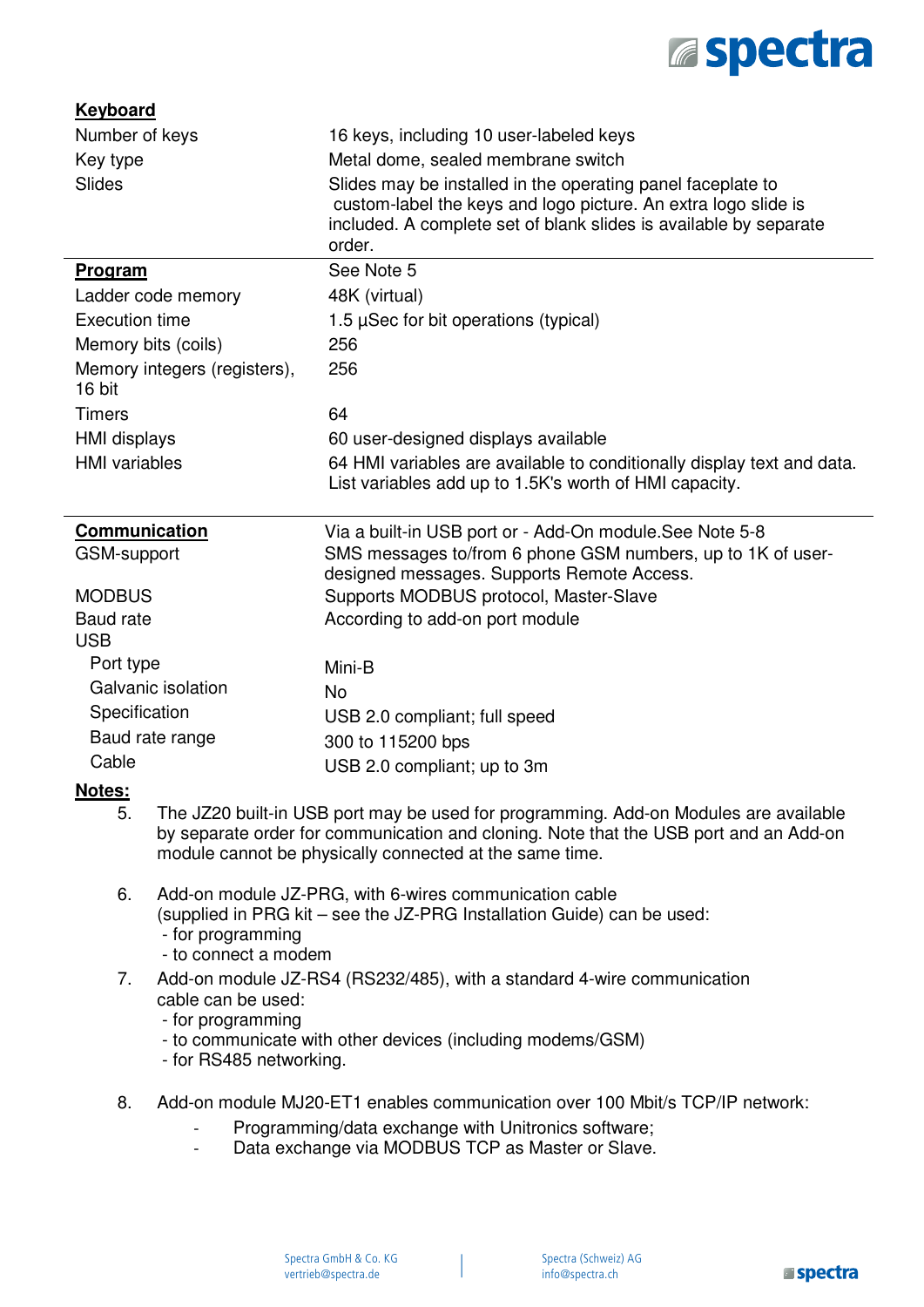| **Keyboard** | |
|---|---|
| Number of keys | 16 keys, including 10 user-labeled keys |
| Key type | Metal dome, sealed membrane switch |
| Slides | Slides may be installed in the operating panel faceplate to custom-label the keys and logo picture. An extra logo slide is included. A complete set of blank slides is available by separate order. |

| **Program** | See Note 5 |
|---|---|
| Ladder code memory | 48K (virtual) |
| Execution time | 1.5 µSec for bit operations (typical) |
| Memory bits (coils) | 256 |
| Memory integers (registers), 16 bit | 256 |
| Timers | 64 |
| HMI displays | 60 user-designed displays available |
| HMI variables | 64 HMI variables are available to conditionally display text and data. List variables add up to 1.5K's worth of HMI capacity. |

| **Communication** | Via a built-in USB port or - Add-On module.See Note 5-8 |
|---|---|
| GSM-support | SMS messages to/from 6 phone GSM numbers, up to 1K of user-designed messages. Supports Remote Access. |
| MODBUS | Supports MODBUS protocol, Master-Slave |
| Baud rate | According to add-on port module |
| USB | |
| Port type | Mini-B |
| Galvanic isolation | No |
| Specification | USB 2.0 compliant; full speed |
| Baud rate range | 300 to 115200 bps |
| Cable | USB 2.0 compliant; up to 3m |

**Notes:**

5. The JZ20 built-in USB port may be used for programming. Add-on Modules are available by separate order for communication and cloning. Note that the USB port and an Add-on module cannot be physically connected at the same time.

6. Add-on module JZ-PRG, with 6-wires communication cable (supplied in PRG kit – see the JZ-PRG Installation Guide) can be used:
   - for programming
   - to connect a modem

7. Add-on module JZ-RS4 (RS232/485), with a standard 4-wire communication cable can be used:
   - for programming
   - to communicate with other devices (including modems/GSM)
   - for RS485 networking.

8. Add-on module MJ20-ET1 enables communication over 100 Mbit/s TCP/IP network:
   - Programming/data exchange with Unitronics software;
   - Data exchange via MODBUS TCP as Master or Slave.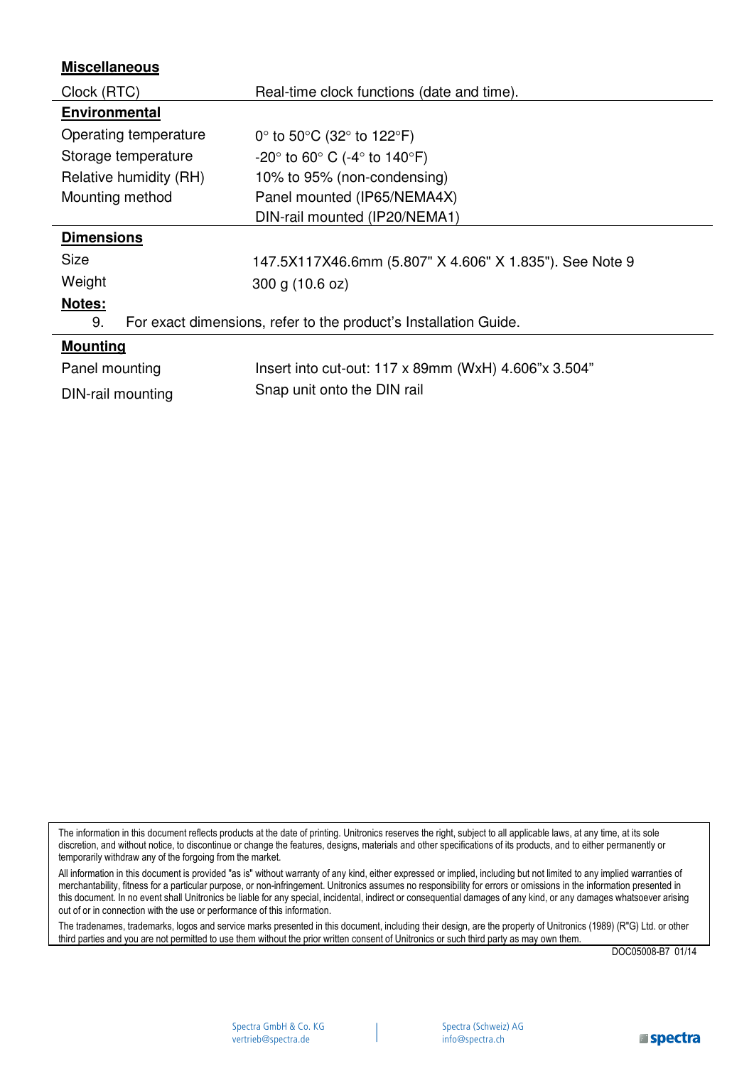**Miscellaneous**

| | |
|---|---|
| Clock (RTC) | Real-time clock functions (date and time). |

**Environmental**

| | |
|---|---|
| Operating temperature | 0° to 50°C (32° to 122°F) |
| Storage temperature | -20° to 60° C (-4° to 140°F) |
| Relative humidity (RH) | 10% to 95% (non-condensing) |
| Mounting method | Panel mounted (IP65/NEMA4X) |
| | DIN-rail mounted (IP20/NEMA1) |

**Dimensions**

| | |
|---|---|
| Size | 147.5X117X46.6mm (5.807" X 4.606" X 1.835"). See Note 9 |
| Weight | 300 g (10.6 oz) |

**Notes:**

9. For exact dimensions, refer to the product's Installation Guide.

**Mounting**

| | |
|---|---|
| Panel mounting | Insert into cut-out: 117 x 89mm (WxH) 4.606"x 3.504" |
| DIN-rail mounting | Snap unit onto the DIN rail |

The information in this document reflects products at the date of printing. Unitronics reserves the right, subject to all applicable laws, at any time, at its sole discretion, and without notice, to discontinue or change the features, designs, materials and other specifications of its products, and to either permanently or temporarily withdraw any of the forgoing from the market.

All information in this document is provided "as is" without warranty of any kind, either expressed or implied, including but not limited to any implied warranties of merchantability, fitness for a particular purpose, or non-infringement. Unitronics assumes no responsibility for errors or omissions in the information presented in this document. In no event shall Unitronics be liable for any special, incidental, indirect or consequential damages of any kind, or any damages whatsoever arising out of or in connection with the use or performance of this information.

The tradenames, trademarks, logos and service marks presented in this document, including their design, are the property of Unitronics (1989) (R"G) Ltd. or other third parties and you are not permitted to use them without the prior written consent of Unitronics or such third party as may own them.

DOC05008-B7 01/14

Spectra GmbH & Co. KG
vertrieb@spectra.de

Spectra (Schweiz) AG
info@spectra.ch

spectra